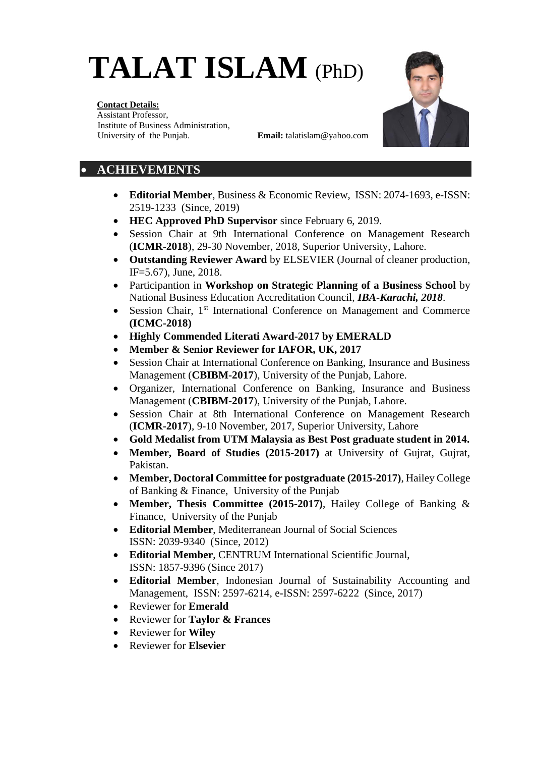# TALAT ISLAM (PhD)

**Contact Details:**
Assistant Professor,
Institute of Business Administration,
University of the Punjab.

**Email:** talatislam@yahoo.com

## • ACHIEVEMENTS

- **Editorial Member**, Business & Economic Review, ISSN: 2074-1693, e-ISSN: 2519-1233 (Since, 2019)
- **HEC Approved PhD Supervisor** since February 6, 2019.
- Session Chair at 9th International Conference on Management Research (**ICMR-2018**), 29-30 November, 2018, Superior University, Lahore.
- **Outstanding Reviewer Award** by ELSEVIER (Journal of cleaner production, IF=5.67), June, 2018.
- Participantion in **Workshop on Strategic Planning of a Business School** by National Business Education Accreditation Council, ***IBA-Karachi, 2018***.
- Session Chair, 1st International Conference on Management and Commerce **(ICMC-2018)**
- **Highly Commended Literati Award-2017 by EMERALD**
- **Member & Senior Reviewer for IAFOR, UK, 2017**
- Session Chair at International Conference on Banking, Insurance and Business Management (**CBIBM-2017**), University of the Punjab, Lahore.
- Organizer, International Conference on Banking, Insurance and Business Management (**CBIBM-2017**), University of the Punjab, Lahore.
- Session Chair at 8th International Conference on Management Research (**ICMR-2017**), 9-10 November, 2017, Superior University, Lahore
- **Gold Medalist from UTM Malaysia as Best Post graduate student in 2014.**
- **Member, Board of Studies (2015-2017)** at University of Gujrat, Gujrat, Pakistan.
- **Member, Doctoral Committee for postgraduate (2015-2017)**, Hailey College of Banking & Finance, University of the Punjab
- **Member, Thesis Committee (2015-2017)**, Hailey College of Banking & Finance, University of the Punjab
- **Editorial Member**, Mediterranean Journal of Social Sciences ISSN: 2039-9340 (Since, 2012)
- **Editorial Member**, CENTRUM International Scientific Journal, ISSN: 1857-9396 (Since 2017)
- **Editorial Member**, Indonesian Journal of Sustainability Accounting and Management, ISSN: 2597-6214, e-ISSN: 2597-6222 (Since, 2017)
- Reviewer for **Emerald**
- Reviewer for **Taylor & Frances**
- Reviewer for **Wiley**
- Reviewer for **Elsevier**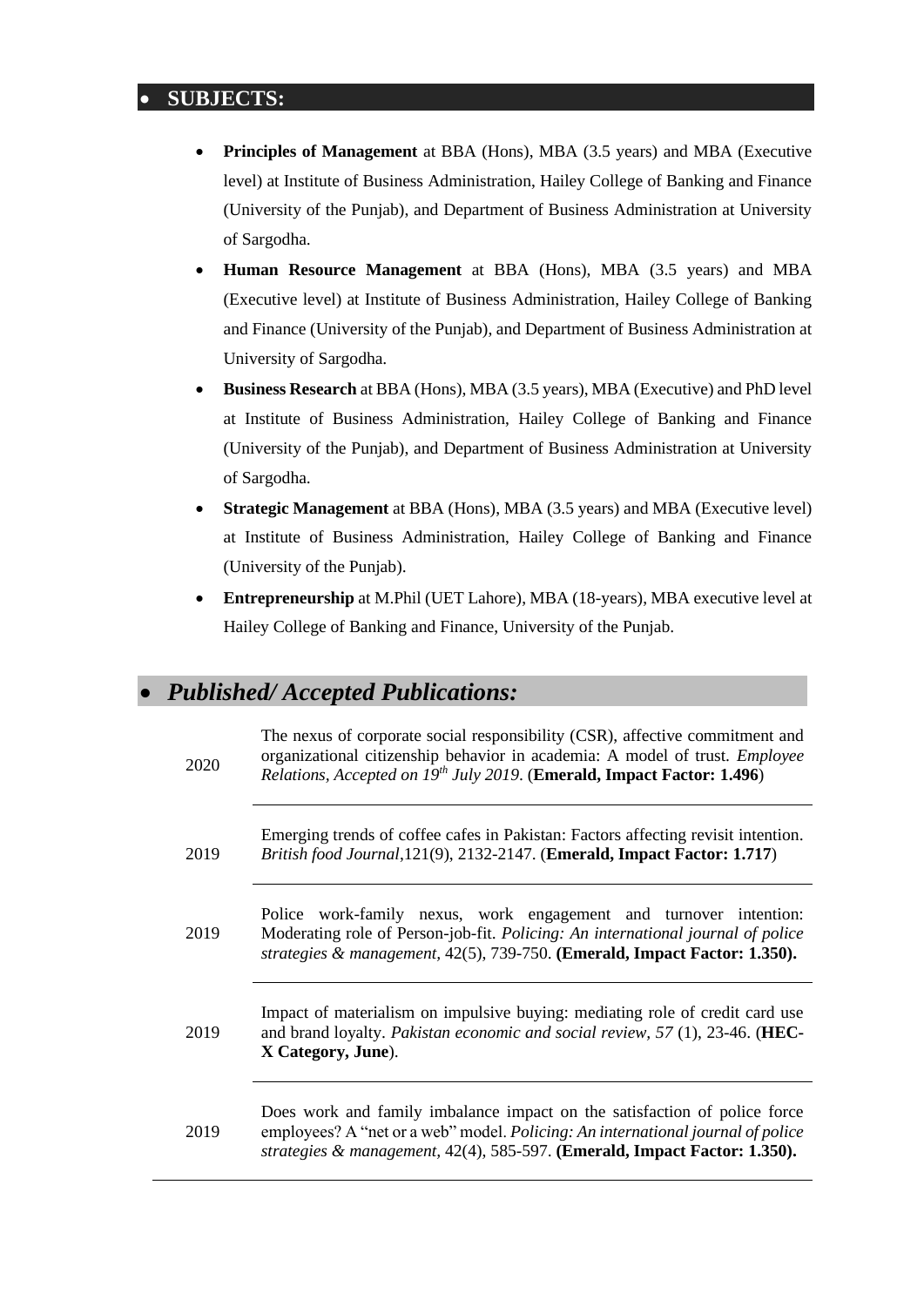## SUBJECTS:

- **Principles of Management** at BBA (Hons), MBA (3.5 years) and MBA (Executive level) at Institute of Business Administration, Hailey College of Banking and Finance (University of the Punjab), and Department of Business Administration at University of Sargodha.
- **Human Resource Management** at BBA (Hons), MBA (3.5 years) and MBA (Executive level) at Institute of Business Administration, Hailey College of Banking and Finance (University of the Punjab), and Department of Business Administration at University of Sargodha.
- **Business Research** at BBA (Hons), MBA (3.5 years), MBA (Executive) and PhD level at Institute of Business Administration, Hailey College of Banking and Finance (University of the Punjab), and Department of Business Administration at University of Sargodha.
- **Strategic Management** at BBA (Hons), MBA (3.5 years) and MBA (Executive level) at Institute of Business Administration, Hailey College of Banking and Finance (University of the Punjab).
- **Entrepreneurship** at M.Phil (UET Lahore), MBA (18-years), MBA executive level at Hailey College of Banking and Finance, University of the Punjab.

## *Published/ Accepted Publications:*

| | |
|---|---|
| 2020 | The nexus of corporate social responsibility (CSR), affective commitment and organizational citizenship behavior in academia: A model of trust. *Employee Relations, Accepted on 19th July 2019*. (**Emerald, Impact Factor: 1.496**) |
| 2019 | Emerging trends of coffee cafes in Pakistan: Factors affecting revisit intention. *British food Journal*,121(9), 2132-2147. (**Emerald, Impact Factor: 1.717**) |
| 2019 | Police work-family nexus, work engagement and turnover intention: Moderating role of Person-job-fit. *Policing: An international journal of police strategies & management*, 42(5), 739-750. **(Emerald, Impact Factor: 1.350).** |
| 2019 | Impact of materialism on impulsive buying: mediating role of credit card use and brand loyalty. *Pakistan economic and social review, 57* (1), 23-46. (**HEC-X Category, June**). |
| 2019 | Does work and family imbalance impact on the satisfaction of police force employees? A "net or a web" model. *Policing: An international journal of police strategies & management*, 42(4), 585-597. **(Emerald, Impact Factor: 1.350).** |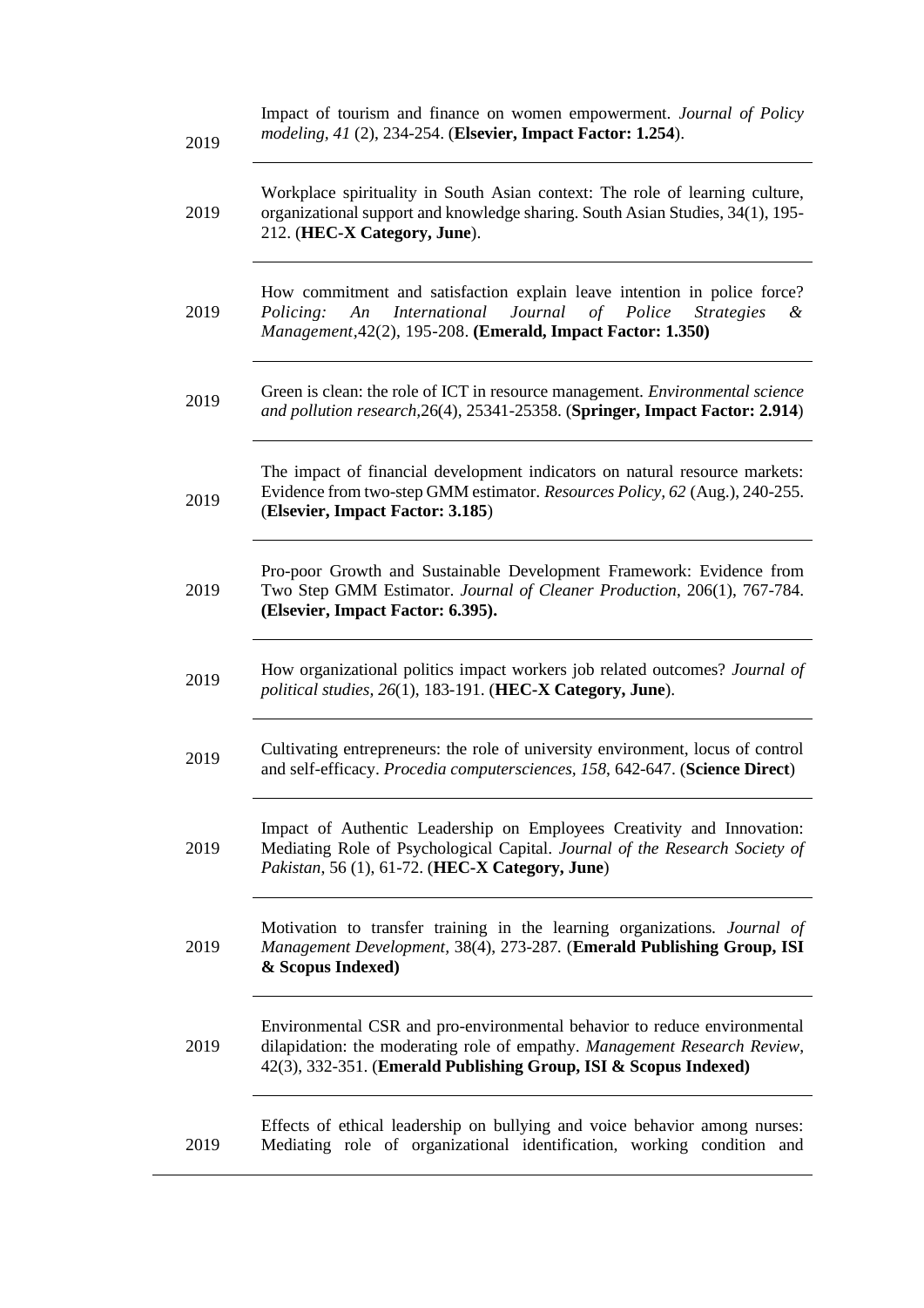| | |
|---|---|
| 2019 | Impact of tourism and finance on women empowerment. *Journal of Policy modeling, 41* (2), 234-254. (**Elsevier, Impact Factor: 1.254**). |
| 2019 | Workplace spirituality in South Asian context: The role of learning culture, organizational support and knowledge sharing. South Asian Studies, 34(1), 195-212. (**HEC-X Category, June**). |
| 2019 | How commitment and satisfaction explain leave intention in police force? *Policing: An International Journal of Police Strategies & Management*,42(2), 195-208. **(Emerald, Impact Factor: 1.350)** |
| 2019 | Green is clean: the role of ICT in resource management. *Environmental science and pollution research*,26(4), 25341-25358. (**Springer, Impact Factor: 2.914**) |
| 2019 | The impact of financial development indicators on natural resource markets: Evidence from two-step GMM estimator. *Resources Policy*, *62* (Aug.), 240-255. (**Elsevier, Impact Factor: 3.185**) |
| 2019 | Pro-poor Growth and Sustainable Development Framework: Evidence from Two Step GMM Estimator. *Journal of Cleaner Production*, 206(1), 767-784. **(Elsevier, Impact Factor: 6.395).** |
| 2019 | How organizational politics impact workers job related outcomes? *Journal of political studies*, *26*(1), 183-191. (**HEC-X Category, June**). |
| 2019 | Cultivating entrepreneurs: the role of university environment, locus of control and self-efficacy. *Procedia computersciences*, *158*, 642-647. (**Science Direct**) |
| 2019 | Impact of Authentic Leadership on Employees Creativity and Innovation: Mediating Role of Psychological Capital. *Journal of the Research Society of Pakistan*, 56 (1), 61-72. (**HEC-X Category, June**) |
| 2019 | Motivation to transfer training in the learning organizations. *Journal of Management Development*, 38(4), 273-287. (**Emerald Publishing Group, ISI & Scopus Indexed)** |
| 2019 | Environmental CSR and pro-environmental behavior to reduce environmental dilapidation: the moderating role of empathy. *Management Research Review*, 42(3), 332-351. (**Emerald Publishing Group, ISI & Scopus Indexed)** |
| 2019 | Effects of ethical leadership on bullying and voice behavior among nurses: Mediating role of organizational identification, working condition and |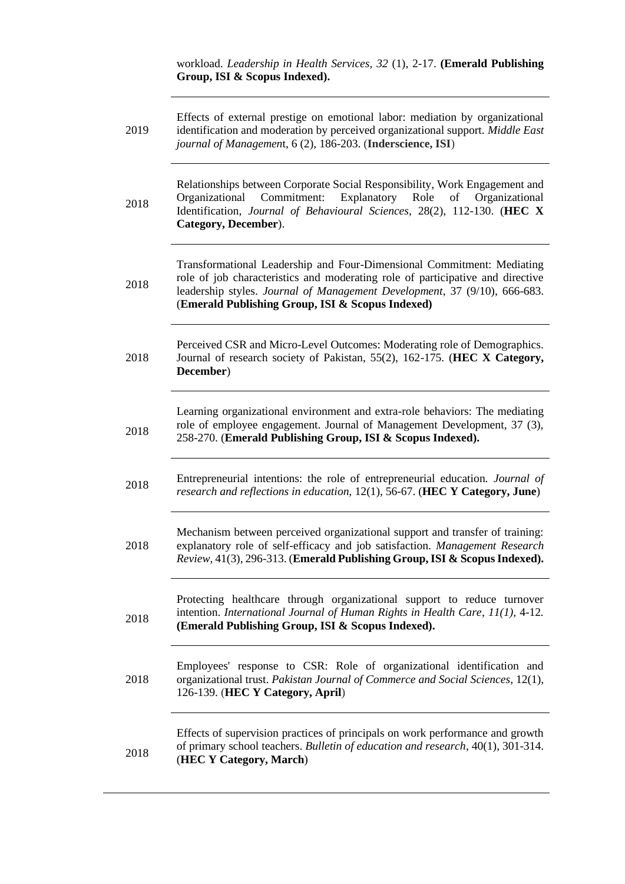| | |
|---|---|
| | workload. *Leadership in Health Services, 32* (1), 2-17. **(Emerald Publishing Group, ISI & Scopus Indexed).** |
| 2019 | Effects of external prestige on emotional labor: mediation by organizational identification and moderation by perceived organizational support. *Middle East journal of Managemen*t, 6 (2), 186-203. (**Inderscience, ISI**) |
| 2018 | Relationships between Corporate Social Responsibility, Work Engagement and Organizational Commitment: Explanatory Role of Organizational Identification, *Journal of Behavioural Sciences*, 28(2), 112-130. (**HEC X Category, December**). |
| 2018 | Transformational Leadership and Four-Dimensional Commitment: Mediating role of job characteristics and moderating role of participative and directive leadership styles. *Journal of Management Development*, 37 (9/10), 666-683. (**Emerald Publishing Group, ISI & Scopus Indexed)** |
| 2018 | Perceived CSR and Micro-Level Outcomes: Moderating role of Demographics. Journal of research society of Pakistan, 55(2), 162-175. (**HEC X Category, December**) |
| 2018 | Learning organizational environment and extra-role behaviors: The mediating role of employee engagement. Journal of Management Development, 37 (3), 258-270. (**Emerald Publishing Group, ISI & Scopus Indexed).** |
| 2018 | Entrepreneurial intentions: the role of entrepreneurial education. *Journal of research and reflections in education*, 12(1), 56-67. (**HEC Y Category, June**) |
| 2018 | Mechanism between perceived organizational support and transfer of training: explanatory role of self-efficacy and job satisfaction. *Management Research Review*, 41(3), 296-313. (**Emerald Publishing Group, ISI & Scopus Indexed).** |
| 2018 | Protecting healthcare through organizational support to reduce turnover intention. *International Journal of Human Rights in Health Care*, *11(1)*, 4-12. **(Emerald Publishing Group, ISI & Scopus Indexed).** |
| 2018 | Employees' response to CSR: Role of organizational identification and organizational trust. *Pakistan Journal of Commerce and Social Sciences*, 12(1), 126-139. (**HEC Y Category, April**) |
| 2018 | Effects of supervision practices of principals on work performance and growth of primary school teachers. *Bulletin of education and research*, 40(1), 301-314. (**HEC Y Category, March**) |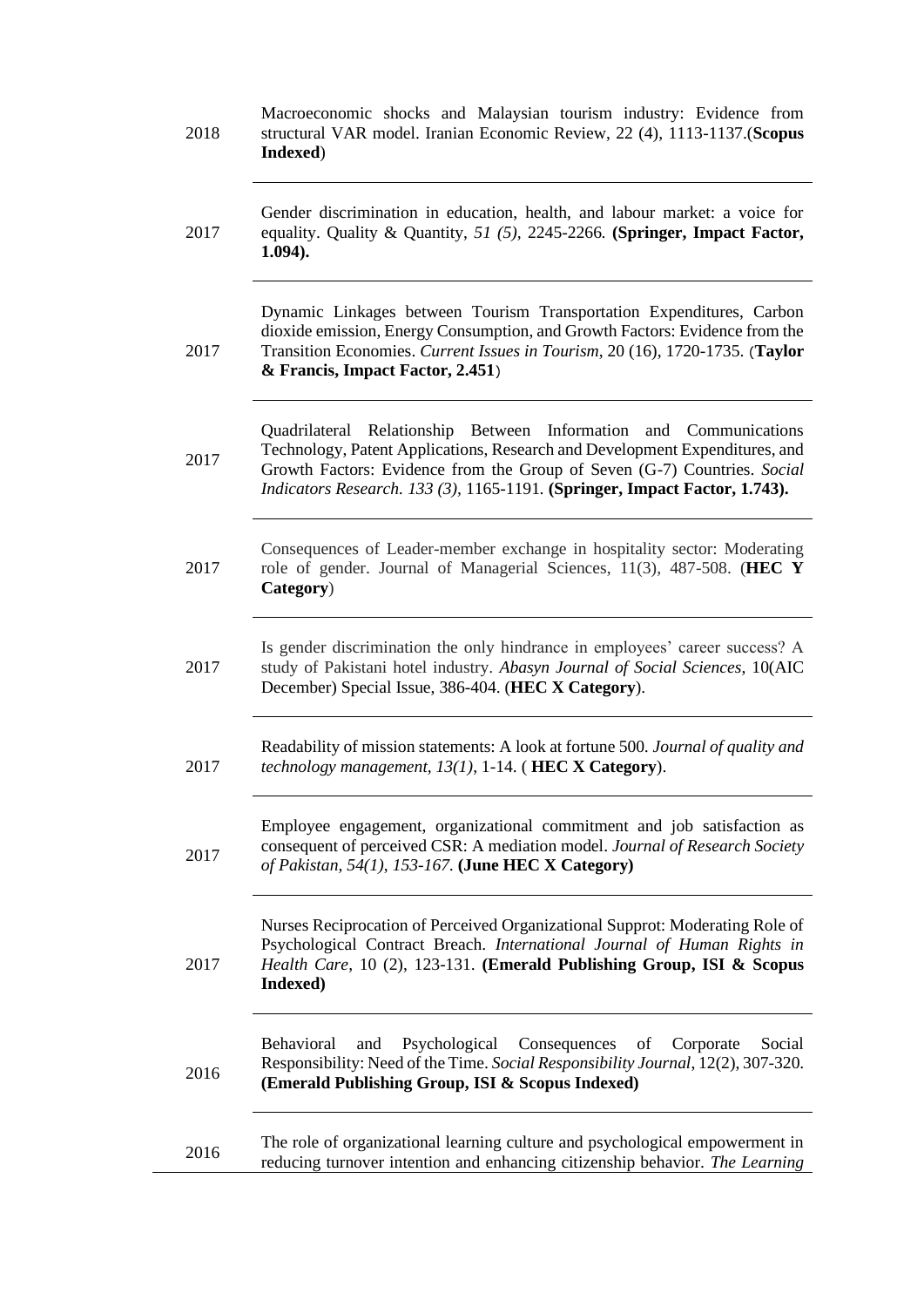| | |
|---|---|
| 2018 | Macroeconomic shocks and Malaysian tourism industry: Evidence from structural VAR model. Iranian Economic Review, 22 (4), 1113-1137.(**Scopus Indexed**) |
| 2017 | Gender discrimination in education, health, and labour market: a voice for equality. Quality & Quantity, *51 (5),* 2245-2266*.* **(Springer, Impact Factor, 1.094).** |
| 2017 | Dynamic Linkages between Tourism Transportation Expenditures, Carbon dioxide emission, Energy Consumption, and Growth Factors: Evidence from the Transition Economies. *Current Issues in Tourism*, 20 (16), 1720-1735. (**Taylor & Francis, Impact Factor, 2.451**) |
| 2017 | Quadrilateral Relationship Between Information and Communications Technology, Patent Applications, Research and Development Expenditures, and Growth Factors: Evidence from the Group of Seven (G-7) Countries. *Social Indicators Research. 133 (3),* 1165-1191*.* **(Springer, Impact Factor, 1.743).** |
| 2017 | Consequences of Leader-member exchange in hospitality sector: Moderating role of gender. Journal of Managerial Sciences, 11(3), 487-508. (**HEC Y Category**) |
| 2017 | Is gender discrimination the only hindrance in employees' career success? A study of Pakistani hotel industry. *Abasyn Journal of Social Sciences*, 10(AIC December) Special Issue, 386-404. (**HEC X Category**). |
| 2017 | Readability of mission statements: A look at fortune 500*. Journal of quality and technology management, 13(1),* 1-14. ( **HEC X Category**). |
| 2017 | Employee engagement, organizational commitment and job satisfaction as consequent of perceived CSR: A mediation model. *Journal of Research Society of Pakistan, 54(1), 153-167.* **(June HEC X Category)** |
| 2017 | Nurses Reciprocation of Perceived Organizational Supprot: Moderating Role of Psychological Contract Breach. *International Journal of Human Rights in Health Care*, 10 (2), 123-131. **(Emerald Publishing Group, ISI & Scopus Indexed)** |
| 2016 | Behavioral and Psychological Consequences of Corporate Social Responsibility: Need of the Time. *Social Responsibility Journal*, 12(2), 307-320. **(Emerald Publishing Group, ISI & Scopus Indexed)** |
| 2016 | The role of organizational learning culture and psychological empowerment in reducing turnover intention and enhancing citizenship behavior. *The Learning* |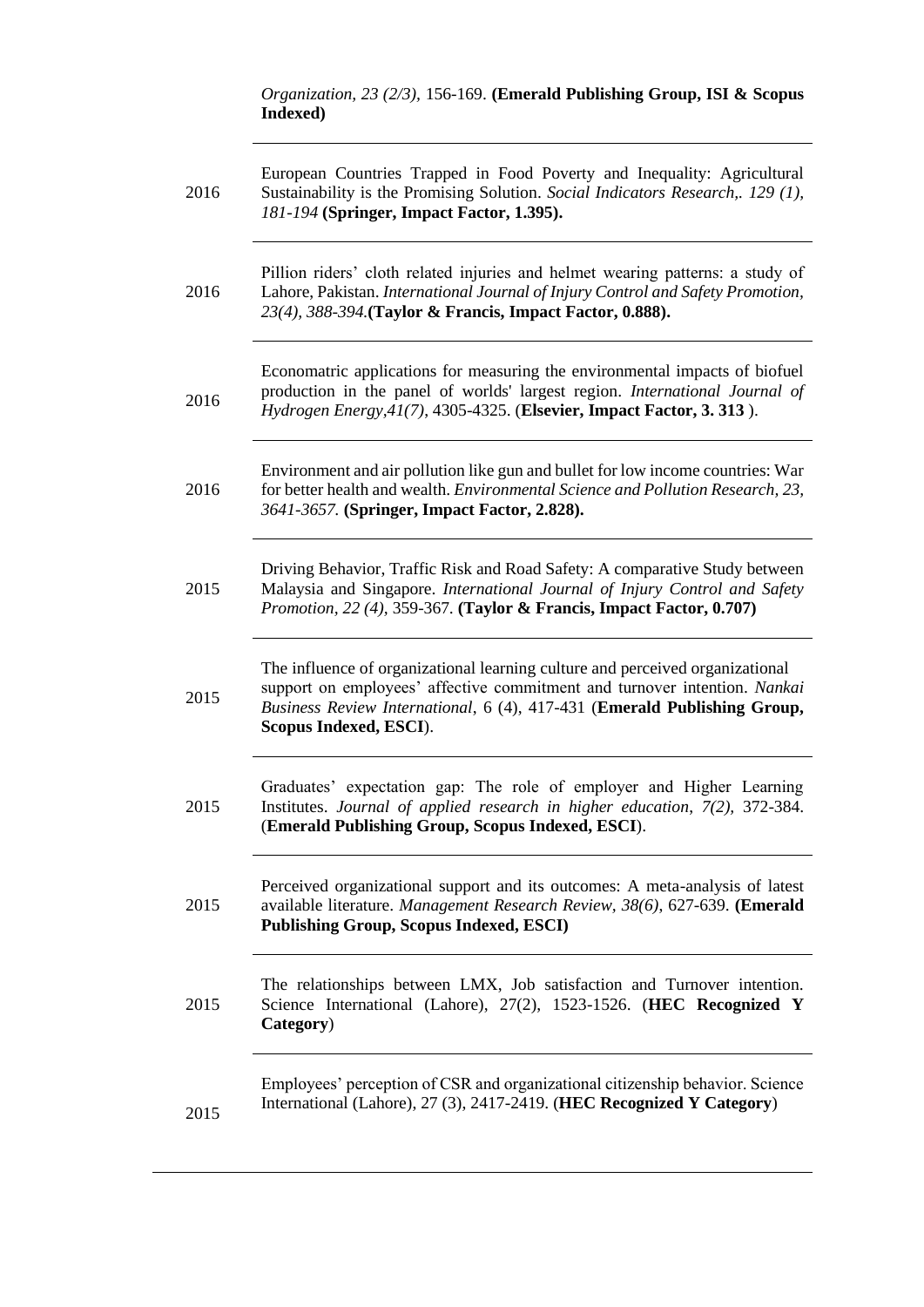| | |
|---|---|
| | *Organization, 23 (2/3)*, 156-169. **(Emerald Publishing Group, ISI & Scopus Indexed)** |
| 2016 | European Countries Trapped in Food Poverty and Inequality: Agricultural Sustainability is the Promising Solution. *Social Indicators Research,. 129 (1), 181-194* **(Springer, Impact Factor, 1.395).** |
| 2016 | Pillion riders' cloth related injuries and helmet wearing patterns: a study of Lahore, Pakistan. *International Journal of Injury Control and Safety Promotion, 23(4), 388-394.***(Taylor & Francis, Impact Factor, 0.888).** |
| 2016 | Economatric applications for measuring the environmental impacts of biofuel production in the panel of worlds' largest region. *International Journal of Hydrogen Energy,41(7)*, 4305-4325. (**Elsevier, Impact Factor, 3. 313** ). |
| 2016 | Environment and air pollution like gun and bullet for low income countries: War for better health and wealth. *Environmental Science and Pollution Research, 23, 3641-3657.* **(Springer, Impact Factor, 2.828).** |
| 2015 | Driving Behavior, Traffic Risk and Road Safety: A comparative Study between Malaysia and Singapore. *International Journal of Injury Control and Safety Promotion, 22 (4)*, 359-367. **(Taylor & Francis, Impact Factor, 0.707)** |
| 2015 | The influence of organizational learning culture and perceived organizational support on employees' affective commitment and turnover intention. *Nankai Business Review International*, 6 (4), 417-431 (**Emerald Publishing Group, Scopus Indexed, ESCI**). |
| 2015 | Graduates' expectation gap: The role of employer and Higher Learning Institutes. *Journal of applied research in higher education*, *7(2)*, 372-384. (**Emerald Publishing Group, Scopus Indexed, ESCI**). |
| 2015 | Perceived organizational support and its outcomes: A meta-analysis of latest available literature. *Management Research Review, 38(6)*, 627-639. **(Emerald Publishing Group, Scopus Indexed, ESCI)** |
| 2015 | The relationships between LMX, Job satisfaction and Turnover intention. Science International (Lahore), 27(2), 1523-1526. (**HEC Recognized Y Category**) |
| 2015 | Employees' perception of CSR and organizational citizenship behavior. Science International (Lahore), 27 (3), 2417-2419. (**HEC Recognized Y Category**) |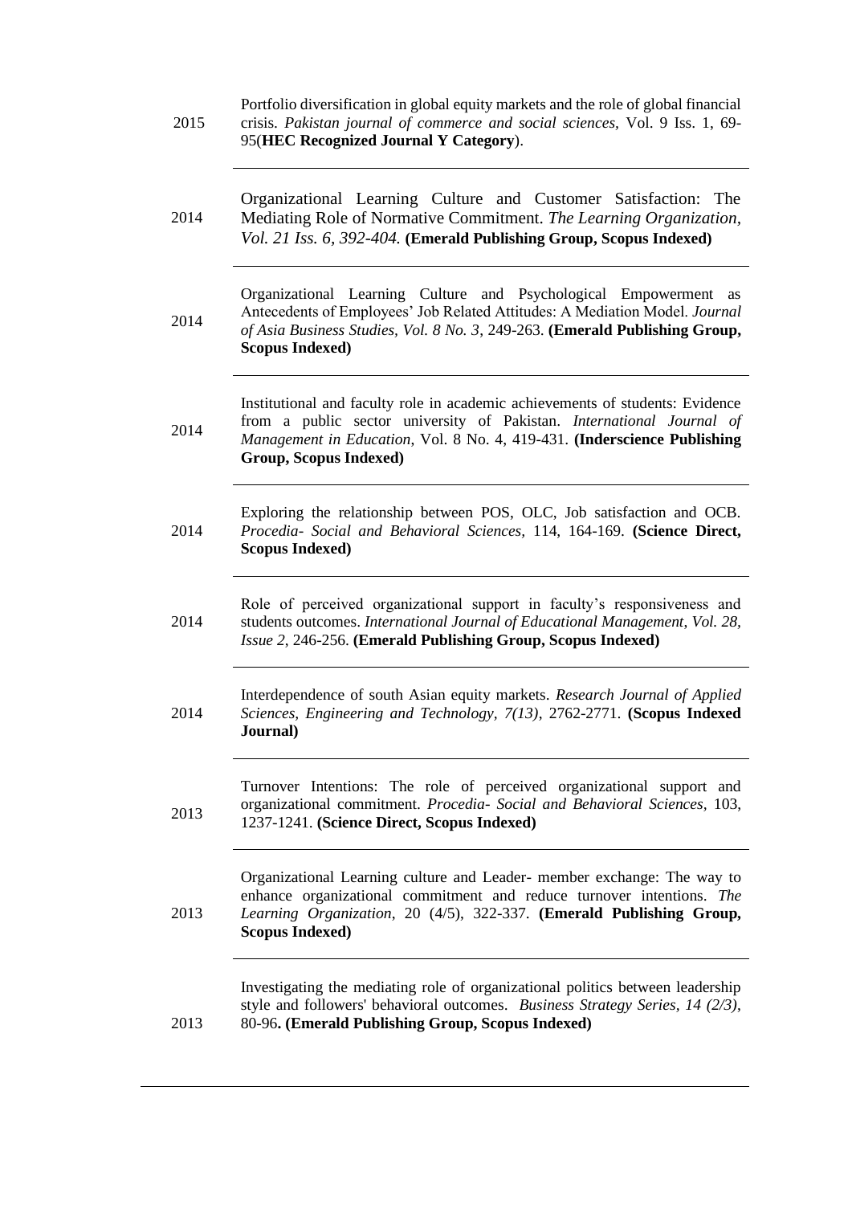| | |
|---|---|
| 2015 | Portfolio diversification in global equity markets and the role of global financial crisis. *Pakistan journal of commerce and social sciences,* Vol. 9 Iss. 1, 69-95(**HEC Recognized Journal Y Category**). |
| 2014 | Organizational Learning Culture and Customer Satisfaction: The Mediating Role of Normative Commitment. *The Learning Organization, Vol. 21 Iss. 6, 392-404.* **(Emerald Publishing Group, Scopus Indexed)** |
| 2014 | Organizational Learning Culture and Psychological Empowerment as Antecedents of Employees' Job Related Attitudes: A Mediation Model. *Journal of Asia Business Studies, Vol. 8 No. 3*, 249-263. **(Emerald Publishing Group, Scopus Indexed)** |
| 2014 | Institutional and faculty role in academic achievements of students: Evidence from a public sector university of Pakistan. *International Journal of Management in Education*, Vol. 8 No. 4, 419-431. **(Inderscience Publishing Group, Scopus Indexed)** |
| 2014 | Exploring the relationship between POS, OLC, Job satisfaction and OCB. *Procedia- Social and Behavioral Sciences,* 114, 164-169. **(Science Direct, Scopus Indexed)** |
| 2014 | Role of perceived organizational support in faculty's responsiveness and students outcomes. *International Journal of Educational Management, Vol. 28, Issue 2*, 246-256. **(Emerald Publishing Group, Scopus Indexed)** |
| 2014 | Interdependence of south Asian equity markets. *Research Journal of Applied Sciences, Engineering and Technology, 7(13)*, 2762-2771. **(Scopus Indexed Journal)** |
| 2013 | Turnover Intentions: The role of perceived organizational support and organizational commitment. *Procedia- Social and Behavioral Sciences*, 103, 1237-1241. **(Science Direct, Scopus Indexed)** |
| 2013 | Organizational Learning culture and Leader- member exchange: The way to enhance organizational commitment and reduce turnover intentions. *The Learning Organization*, 20 (4/5), 322-337. **(Emerald Publishing Group, Scopus Indexed)** |
| 2013 | Investigating the mediating role of organizational politics between leadership style and followers' behavioral outcomes. *Business Strategy Series, 14 (2/3)*, 80-96**. (Emerald Publishing Group, Scopus Indexed)** |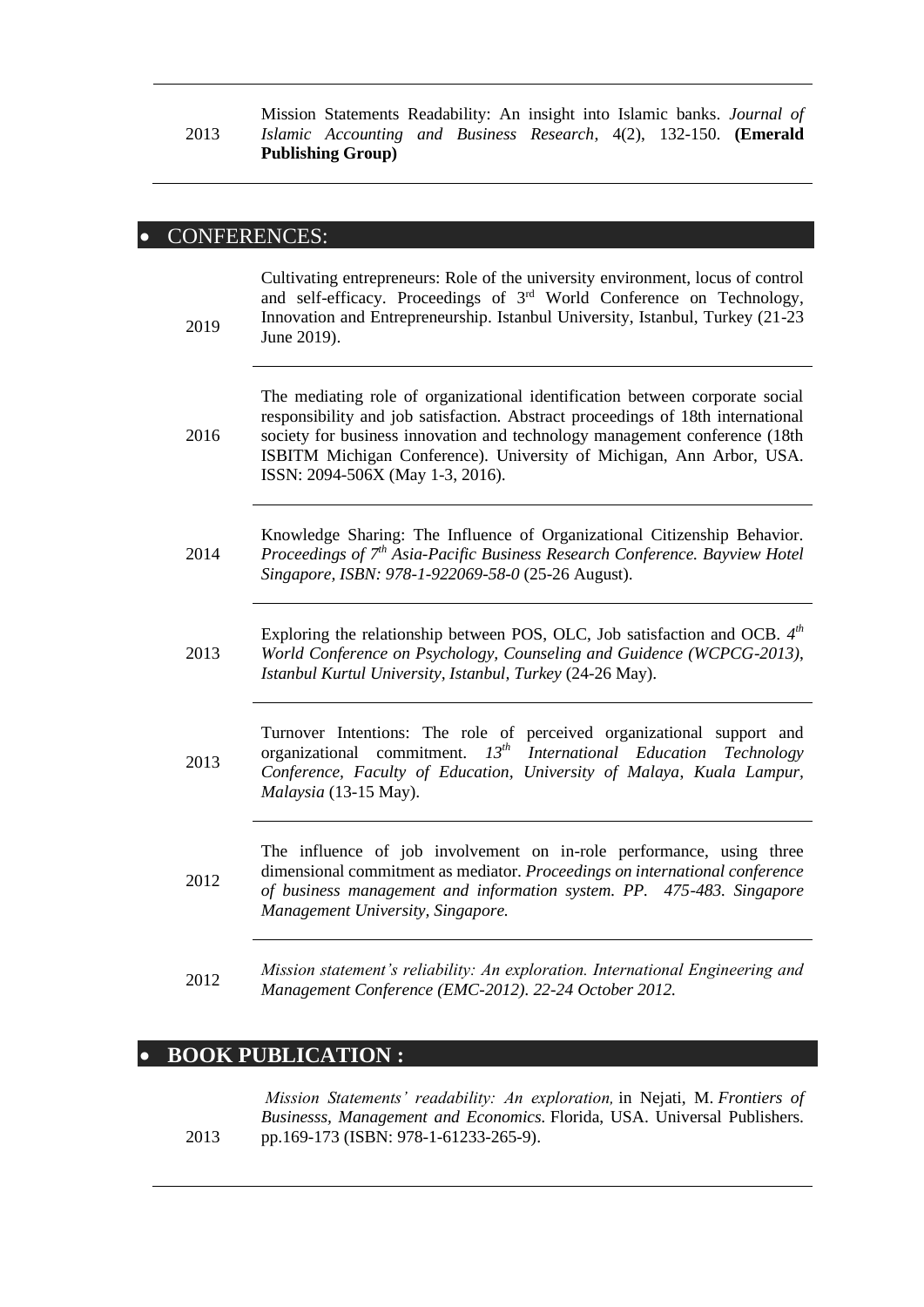| | |
|---|---|
| 2013 | Mission Statements Readability: An insight into Islamic banks. *Journal of Islamic Accounting and Business Research*, 4(2), 132-150. **(Emerald Publishing Group)** |

## • CONFERENCES:

| | |
|---|---|
| 2019 | Cultivating entrepreneurs: Role of the university environment, locus of control and self-efficacy. Proceedings of 3rd World Conference on Technology, Innovation and Entrepreneurship. Istanbul University, Istanbul, Turkey (21-23 June 2019). |
| 2016 | The mediating role of organizational identification between corporate social responsibility and job satisfaction. Abstract proceedings of 18th international society for business innovation and technology management conference (18th ISBITM Michigan Conference). University of Michigan, Ann Arbor, USA. ISSN: 2094-506X (May 1-3, 2016). |
| 2014 | Knowledge Sharing: The Influence of Organizational Citizenship Behavior. *Proceedings of 7th Asia-Pacific Business Research Conference. Bayview Hotel Singapore, ISBN: 978-1-922069-58-0* (25-26 August). |
| 2013 | Exploring the relationship between POS, OLC, Job satisfaction and OCB. *4th World Conference on Psychology, Counseling and Guidence (WCPCG-2013), Istanbul Kurtul University, Istanbul, Turkey* (24-26 May). |
| 2013 | Turnover Intentions: The role of perceived organizational support and organizational commitment. *13th International Education Technology Conference, Faculty of Education, University of Malaya, Kuala Lampur, Malaysia* (13-15 May). |
| 2012 | The influence of job involvement on in-role performance, using three dimensional commitment as mediator. *Proceedings on international conference of business management and information system. PP. 475-483. Singapore Management University, Singapore.* |
| 2012 | *Mission statement's reliability: An exploration. International Engineering and Management Conference (EMC-2012). 22-24 October 2012.* |

## • BOOK PUBLICATION :

| | |
|---|---|
| 2013 | *Mission Statements' readability: An exploration,* in Nejati, M. *Frontiers of Businesss, Management and Economics.* Florida, USA. Universal Publishers. pp.169-173 (ISBN: 978-1-61233-265-9). |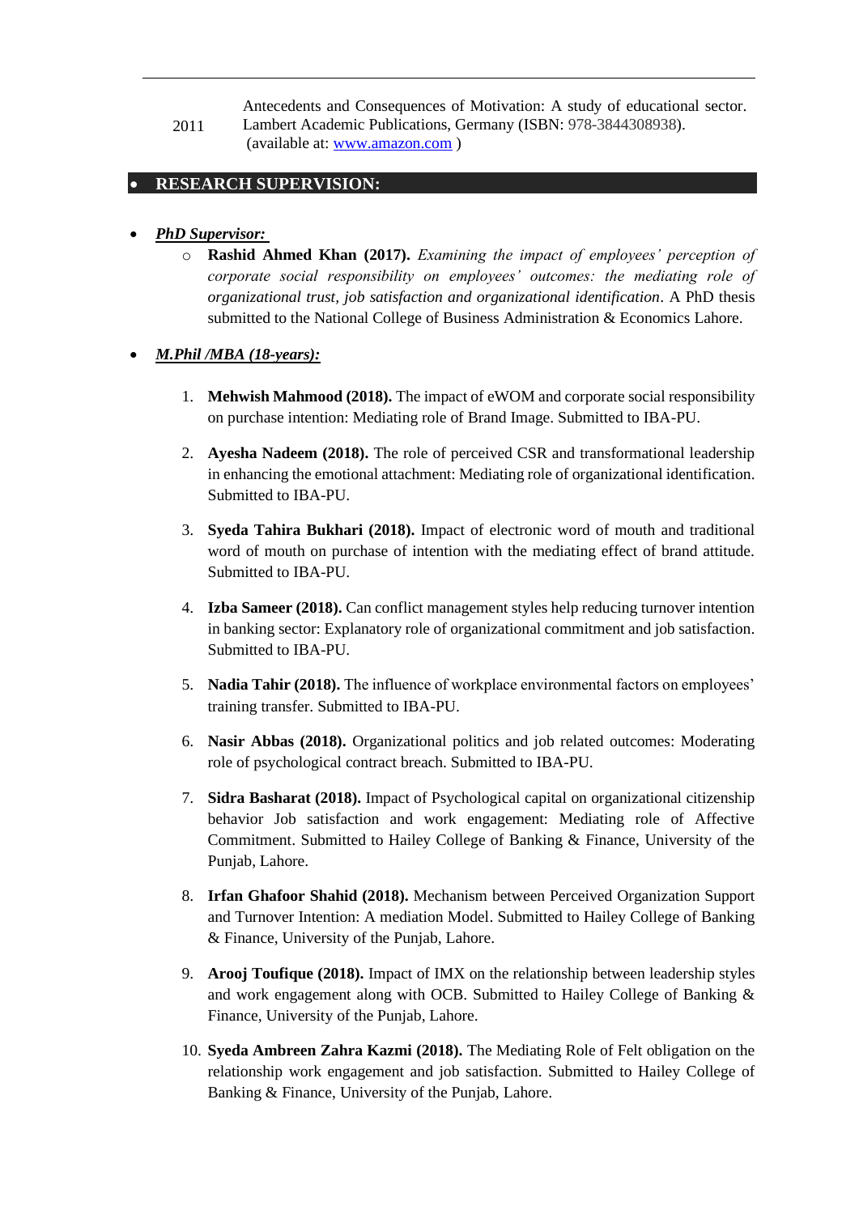| | |
|---|---|
| 2011 | Antecedents and Consequences of Motivation: A study of educational sector. Lambert Academic Publications, Germany (ISBN: 978-3844308938). (available at: [www.amazon.com](http://www.amazon.com) ) |

## RESEARCH SUPERVISION:

- ***PhD Supervisor:***
  - **Rashid Ahmed Khan (2017).** *Examining the impact of employees' perception of corporate social responsibility on employees' outcomes: the mediating role of organizational trust, job satisfaction and organizational identification*. A PhD thesis submitted to the National College of Business Administration & Economics Lahore.

- ***M.Phil /MBA (18-years):***

1. **Mehwish Mahmood (2018).** The impact of eWOM and corporate social responsibility on purchase intention: Mediating role of Brand Image. Submitted to IBA-PU.

2. **Ayesha Nadeem (2018).** The role of perceived CSR and transformational leadership in enhancing the emotional attachment: Mediating role of organizational identification. Submitted to IBA-PU.

3. **Syeda Tahira Bukhari (2018).** Impact of electronic word of mouth and traditional word of mouth on purchase of intention with the mediating effect of brand attitude. Submitted to IBA-PU.

4. **Izba Sameer (2018).** Can conflict management styles help reducing turnover intention in banking sector: Explanatory role of organizational commitment and job satisfaction. Submitted to IBA-PU.

5. **Nadia Tahir (2018).** The influence of workplace environmental factors on employees' training transfer. Submitted to IBA-PU.

6. **Nasir Abbas (2018).** Organizational politics and job related outcomes: Moderating role of psychological contract breach. Submitted to IBA-PU.

7. **Sidra Basharat (2018).** Impact of Psychological capital on organizational citizenship behavior Job satisfaction and work engagement: Mediating role of Affective Commitment. Submitted to Hailey College of Banking & Finance, University of the Punjab, Lahore.

8. **Irfan Ghafoor Shahid (2018).** Mechanism between Perceived Organization Support and Turnover Intention: A mediation Model. Submitted to Hailey College of Banking & Finance, University of the Punjab, Lahore.

9. **Arooj Toufique (2018).** Impact of IMX on the relationship between leadership styles and work engagement along with OCB. Submitted to Hailey College of Banking & Finance, University of the Punjab, Lahore.

10. **Syeda Ambreen Zahra Kazmi (2018).** The Mediating Role of Felt obligation on the relationship work engagement and job satisfaction. Submitted to Hailey College of Banking & Finance, University of the Punjab, Lahore.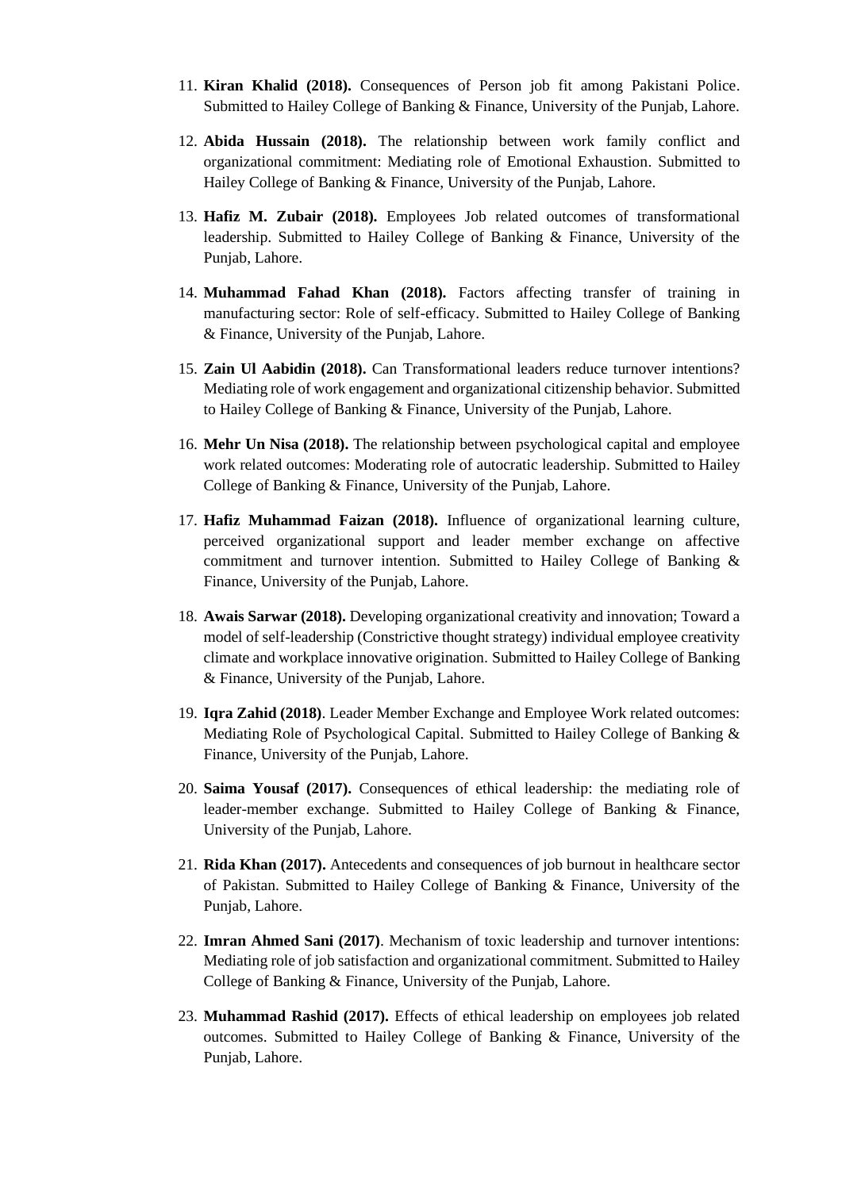11. **Kiran Khalid (2018).** Consequences of Person job fit among Pakistani Police. Submitted to Hailey College of Banking & Finance, University of the Punjab, Lahore.

12. **Abida Hussain (2018).** The relationship between work family conflict and organizational commitment: Mediating role of Emotional Exhaustion. Submitted to Hailey College of Banking & Finance, University of the Punjab, Lahore.

13. **Hafiz M. Zubair (2018).** Employees Job related outcomes of transformational leadership. Submitted to Hailey College of Banking & Finance, University of the Punjab, Lahore.

14. **Muhammad Fahad Khan (2018).** Factors affecting transfer of training in manufacturing sector: Role of self-efficacy. Submitted to Hailey College of Banking & Finance, University of the Punjab, Lahore.

15. **Zain Ul Aabidin (2018).** Can Transformational leaders reduce turnover intentions? Mediating role of work engagement and organizational citizenship behavior. Submitted to Hailey College of Banking & Finance, University of the Punjab, Lahore.

16. **Mehr Un Nisa (2018).** The relationship between psychological capital and employee work related outcomes: Moderating role of autocratic leadership. Submitted to Hailey College of Banking & Finance, University of the Punjab, Lahore.

17. **Hafiz Muhammad Faizan (2018).** Influence of organizational learning culture, perceived organizational support and leader member exchange on affective commitment and turnover intention. Submitted to Hailey College of Banking & Finance, University of the Punjab, Lahore.

18. **Awais Sarwar (2018).** Developing organizational creativity and innovation; Toward a model of self-leadership (Constrictive thought strategy) individual employee creativity climate and workplace innovative origination. Submitted to Hailey College of Banking & Finance, University of the Punjab, Lahore.

19. **Iqra Zahid (2018)**. Leader Member Exchange and Employee Work related outcomes: Mediating Role of Psychological Capital. Submitted to Hailey College of Banking & Finance, University of the Punjab, Lahore.

20. **Saima Yousaf (2017).** Consequences of ethical leadership: the mediating role of leader-member exchange. Submitted to Hailey College of Banking & Finance, University of the Punjab, Lahore.

21. **Rida Khan (2017).** Antecedents and consequences of job burnout in healthcare sector of Pakistan. Submitted to Hailey College of Banking & Finance, University of the Punjab, Lahore.

22. **Imran Ahmed Sani (2017)**. Mechanism of toxic leadership and turnover intentions: Mediating role of job satisfaction and organizational commitment. Submitted to Hailey College of Banking & Finance, University of the Punjab, Lahore.

23. **Muhammad Rashid (2017).** Effects of ethical leadership on employees job related outcomes. Submitted to Hailey College of Banking & Finance, University of the Punjab, Lahore.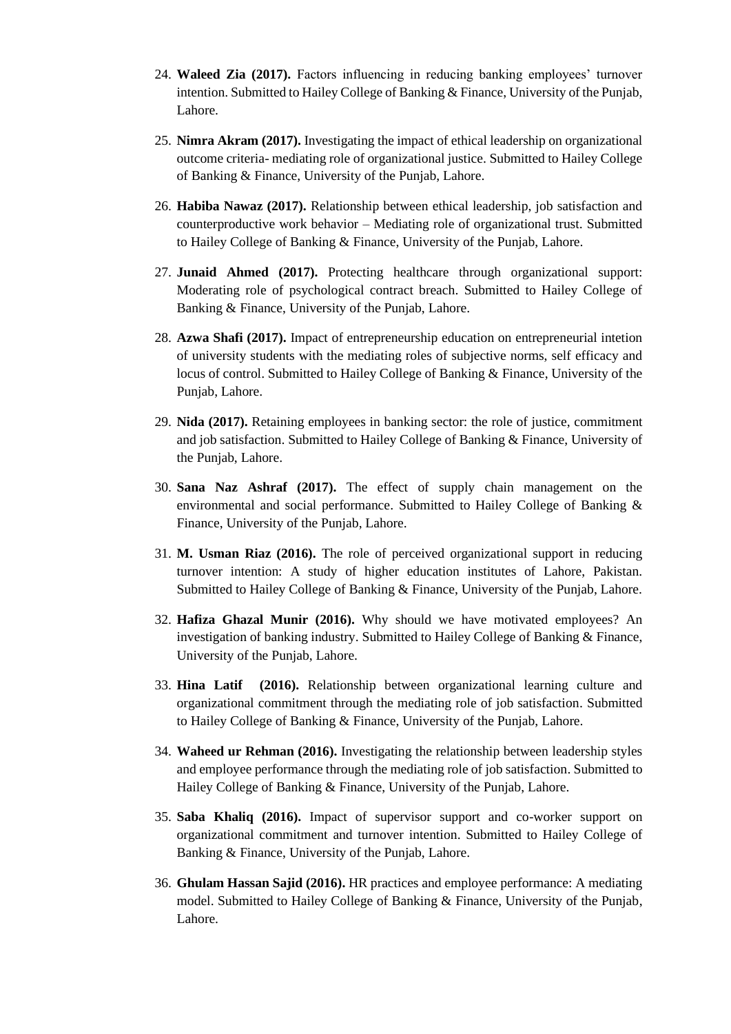24. **Waleed Zia (2017).** Factors influencing in reducing banking employees' turnover intention. Submitted to Hailey College of Banking & Finance, University of the Punjab, Lahore.

25. **Nimra Akram (2017).** Investigating the impact of ethical leadership on organizational outcome criteria- mediating role of organizational justice. Submitted to Hailey College of Banking & Finance, University of the Punjab, Lahore.

26. **Habiba Nawaz (2017).** Relationship between ethical leadership, job satisfaction and counterproductive work behavior – Mediating role of organizational trust. Submitted to Hailey College of Banking & Finance, University of the Punjab, Lahore.

27. **Junaid Ahmed (2017).** Protecting healthcare through organizational support: Moderating role of psychological contract breach. Submitted to Hailey College of Banking & Finance, University of the Punjab, Lahore.

28. **Azwa Shafi (2017).** Impact of entrepreneurship education on entrepreneurial intetion of university students with the mediating roles of subjective norms, self efficacy and locus of control. Submitted to Hailey College of Banking & Finance, University of the Punjab, Lahore.

29. **Nida (2017).** Retaining employees in banking sector: the role of justice, commitment and job satisfaction. Submitted to Hailey College of Banking & Finance, University of the Punjab, Lahore.

30. **Sana Naz Ashraf (2017).** The effect of supply chain management on the environmental and social performance. Submitted to Hailey College of Banking & Finance, University of the Punjab, Lahore.

31. **M. Usman Riaz (2016).** The role of perceived organizational support in reducing turnover intention: A study of higher education institutes of Lahore, Pakistan. Submitted to Hailey College of Banking & Finance, University of the Punjab, Lahore.

32. **Hafiza Ghazal Munir (2016).** Why should we have motivated employees? An investigation of banking industry. Submitted to Hailey College of Banking & Finance, University of the Punjab, Lahore.

33. **Hina Latif (2016).** Relationship between organizational learning culture and organizational commitment through the mediating role of job satisfaction. Submitted to Hailey College of Banking & Finance, University of the Punjab, Lahore.

34. **Waheed ur Rehman (2016).** Investigating the relationship between leadership styles and employee performance through the mediating role of job satisfaction. Submitted to Hailey College of Banking & Finance, University of the Punjab, Lahore.

35. **Saba Khaliq (2016).** Impact of supervisor support and co-worker support on organizational commitment and turnover intention. Submitted to Hailey College of Banking & Finance, University of the Punjab, Lahore.

36. **Ghulam Hassan Sajid (2016).** HR practices and employee performance: A mediating model. Submitted to Hailey College of Banking & Finance, University of the Punjab, Lahore.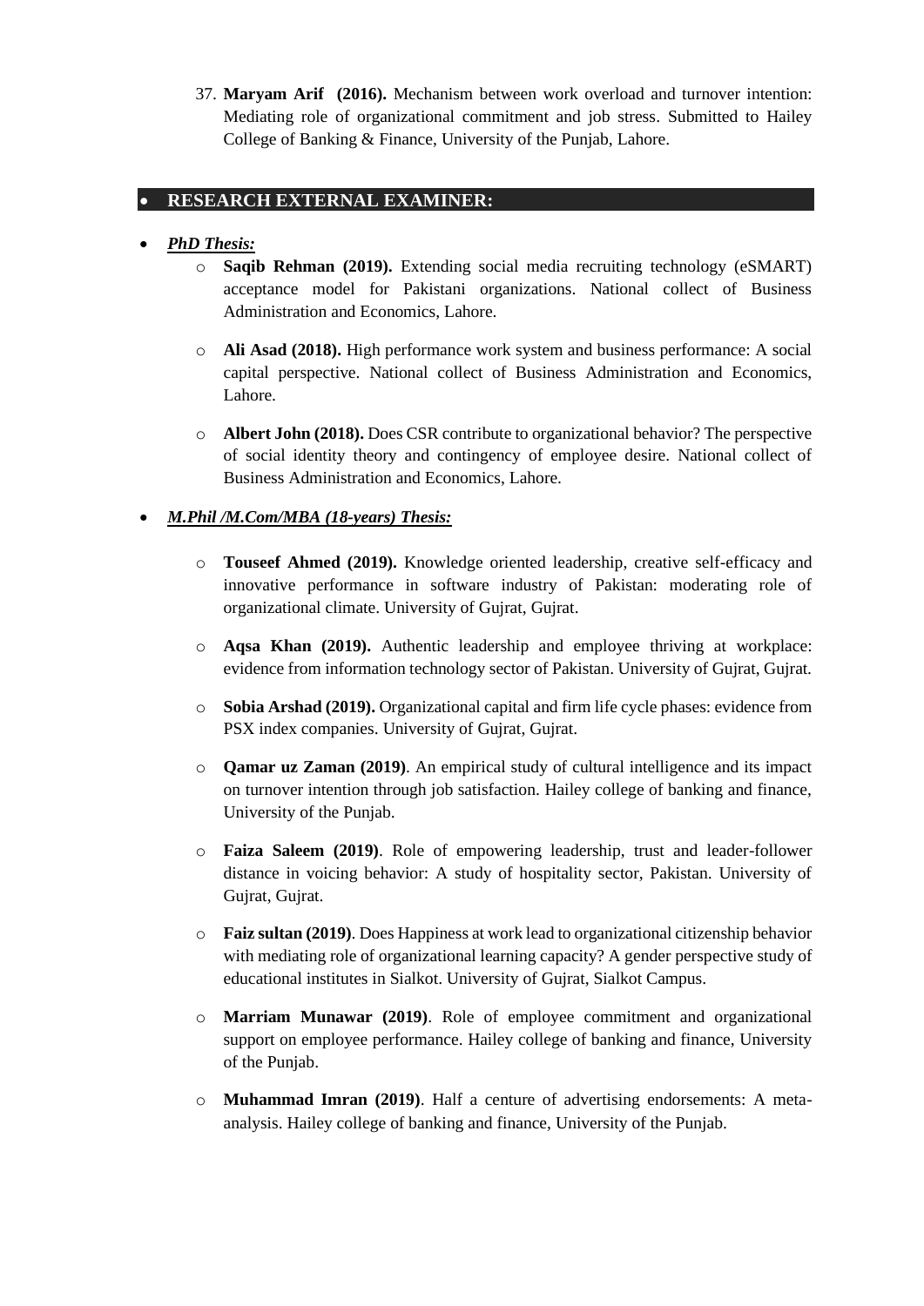37. **Maryam Arif (2016).** Mechanism between work overload and turnover intention: Mediating role of organizational commitment and job stress. Submitted to Hailey College of Banking & Finance, University of the Punjab, Lahore.

- **RESEARCH EXTERNAL EXAMINER:**

- ***PhD Thesis:***
  - **Saqib Rehman (2019).** Extending social media recruiting technology (eSMART) acceptance model for Pakistani organizations. National collect of Business Administration and Economics, Lahore.
  - **Ali Asad (2018).** High performance work system and business performance: A social capital perspective. National collect of Business Administration and Economics, Lahore.
  - **Albert John (2018).** Does CSR contribute to organizational behavior? The perspective of social identity theory and contingency of employee desire. National collect of Business Administration and Economics, Lahore.

- ***M.Phil /M.Com/MBA (18-years) Thesis:***
  - **Touseef Ahmed (2019).** Knowledge oriented leadership, creative self-efficacy and innovative performance in software industry of Pakistan: moderating role of organizational climate. University of Gujrat, Gujrat.
  - **Aqsa Khan (2019).** Authentic leadership and employee thriving at workplace: evidence from information technology sector of Pakistan. University of Gujrat, Gujrat.
  - **Sobia Arshad (2019).** Organizational capital and firm life cycle phases: evidence from PSX index companies. University of Gujrat, Gujrat.
  - **Qamar uz Zaman (2019)**. An empirical study of cultural intelligence and its impact on turnover intention through job satisfaction. Hailey college of banking and finance, University of the Punjab.
  - **Faiza Saleem (2019)**. Role of empowering leadership, trust and leader-follower distance in voicing behavior: A study of hospitality sector, Pakistan. University of Gujrat, Gujrat.
  - **Faiz sultan (2019)**. Does Happiness at work lead to organizational citizenship behavior with mediating role of organizational learning capacity? A gender perspective study of educational institutes in Sialkot. University of Gujrat, Sialkot Campus.
  - **Marriam Munawar (2019)**. Role of employee commitment and organizational support on employee performance. Hailey college of banking and finance, University of the Punjab.
  - **Muhammad Imran (2019)**. Half a centure of advertising endorsements: A meta-analysis. Hailey college of banking and finance, University of the Punjab.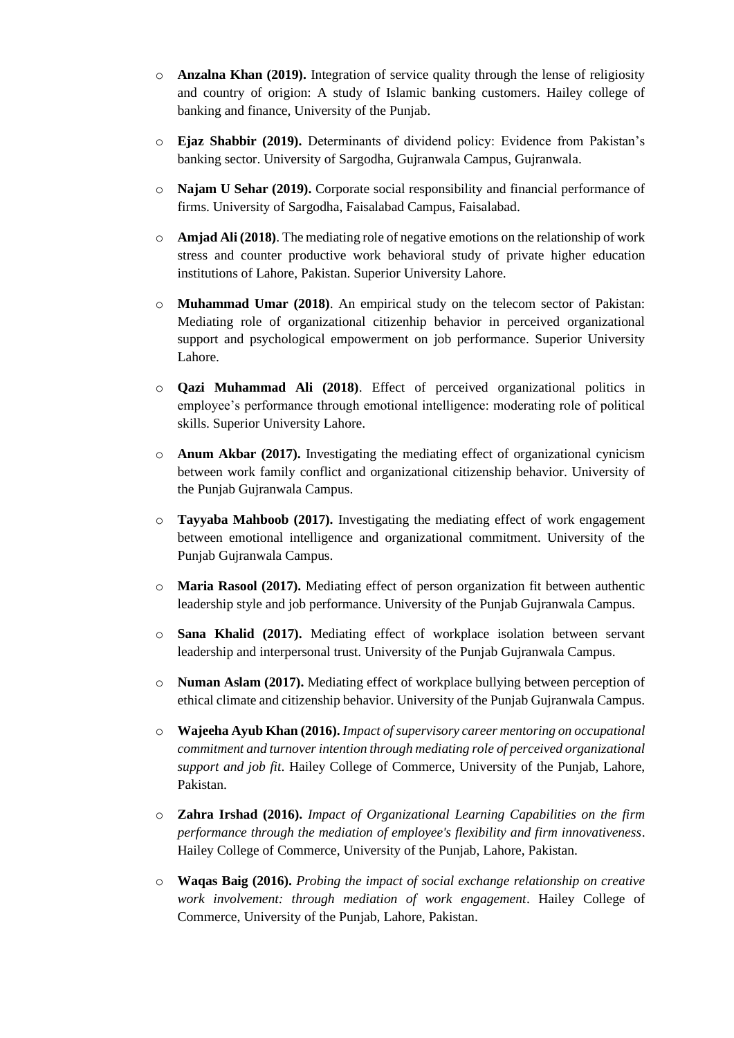- **Anzalna Khan (2019).** Integration of service quality through the lense of religiosity and country of origion: A study of Islamic banking customers. Hailey college of banking and finance, University of the Punjab.
- **Ejaz Shabbir (2019).** Determinants of dividend policy: Evidence from Pakistan's banking sector. University of Sargodha, Gujranwala Campus, Gujranwala.
- **Najam U Sehar (2019).** Corporate social responsibility and financial performance of firms. University of Sargodha, Faisalabad Campus, Faisalabad.
- **Amjad Ali (2018)**. The mediating role of negative emotions on the relationship of work stress and counter productive work behavioral study of private higher education institutions of Lahore, Pakistan. Superior University Lahore.
- **Muhammad Umar (2018)**. An empirical study on the telecom sector of Pakistan: Mediating role of organizational citizenhip behavior in perceived organizational support and psychological empowerment on job performance. Superior University Lahore.
- **Qazi Muhammad Ali (2018)**. Effect of perceived organizational politics in employee's performance through emotional intelligence: moderating role of political skills. Superior University Lahore.
- **Anum Akbar (2017).** Investigating the mediating effect of organizational cynicism between work family conflict and organizational citizenship behavior. University of the Punjab Gujranwala Campus.
- **Tayyaba Mahboob (2017).** Investigating the mediating effect of work engagement between emotional intelligence and organizational commitment. University of the Punjab Gujranwala Campus.
- **Maria Rasool (2017).** Mediating effect of person organization fit between authentic leadership style and job performance. University of the Punjab Gujranwala Campus.
- **Sana Khalid (2017).** Mediating effect of workplace isolation between servant leadership and interpersonal trust. University of the Punjab Gujranwala Campus.
- **Numan Aslam (2017).** Mediating effect of workplace bullying between perception of ethical climate and citizenship behavior. University of the Punjab Gujranwala Campus.
- **Wajeeha Ayub Khan (2016).** *Impact of supervisory career mentoring on occupational commitment and turnover intention through mediating role of perceived organizational support and job fit*. Hailey College of Commerce, University of the Punjab, Lahore, Pakistan.
- **Zahra Irshad (2016).** *Impact of Organizational Learning Capabilities on the firm performance through the mediation of employee's flexibility and firm innovativeness*. Hailey College of Commerce, University of the Punjab, Lahore, Pakistan.
- **Waqas Baig (2016).** *Probing the impact of social exchange relationship on creative work involvement: through mediation of work engagement*. Hailey College of Commerce, University of the Punjab, Lahore, Pakistan.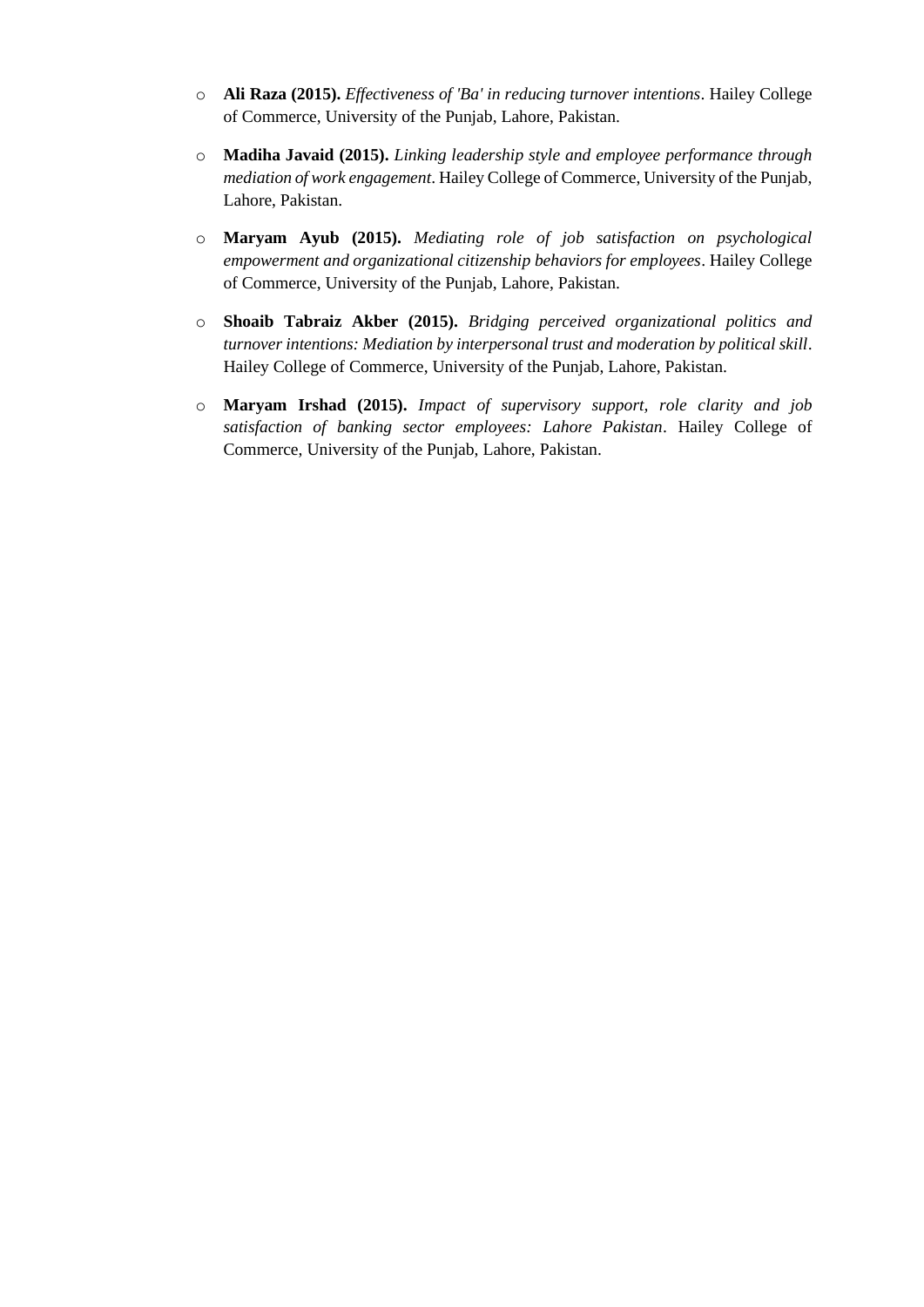- **Ali Raza (2015).** *Effectiveness of 'Ba' in reducing turnover intentions*. Hailey College of Commerce, University of the Punjab, Lahore, Pakistan.

- **Madiha Javaid (2015).** *Linking leadership style and employee performance through mediation of work engagement*. Hailey College of Commerce, University of the Punjab, Lahore, Pakistan.

- **Maryam Ayub (2015).** *Mediating role of job satisfaction on psychological empowerment and organizational citizenship behaviors for employees*. Hailey College of Commerce, University of the Punjab, Lahore, Pakistan.

- **Shoaib Tabraiz Akber (2015).** *Bridging perceived organizational politics and turnover intentions: Mediation by interpersonal trust and moderation by political skill*. Hailey College of Commerce, University of the Punjab, Lahore, Pakistan.

- **Maryam Irshad (2015).** *Impact of supervisory support, role clarity and job satisfaction of banking sector employees: Lahore Pakistan*. Hailey College of Commerce, University of the Punjab, Lahore, Pakistan.